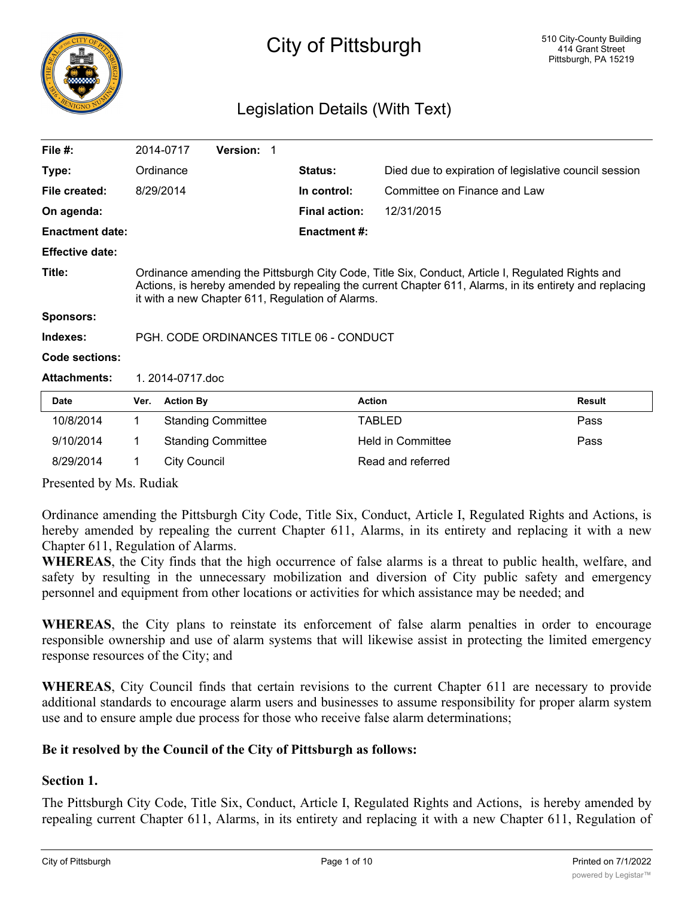# City of Pittsburgh

510 City-County Building
414 Grant Street
Pittsburgh, PA 15219

## Legislation Details (With Text)

| | | | | |
|---|---|---|---|---|
| **File #:** | 2014-0717 | **Version:** 1 | | |
| **Type:** | Ordinance | | **Status:** | Died due to expiration of legislative council session |
| **File created:** | 8/29/2014 | | **In control:** | Committee on Finance and Law |
| **On agenda:** | | | **Final action:** | 12/31/2015 |
| **Enactment date:** | | | **Enactment #:** | |
| **Effective date:** | | | | |

**Title:** Ordinance amending the Pittsburgh City Code, Title Six, Conduct, Article I, Regulated Rights and Actions, is hereby amended by repealing the current Chapter 611, Alarms, in its entirety and replacing it with a new Chapter 611, Regulation of Alarms.

**Sponsors:**

**Indexes:** PGH. CODE ORDINANCES TITLE 06 - CONDUCT

**Code sections:**

**Attachments:** 1. 2014-0717.doc

| Date | Ver. | Action By | Action | Result |
|---|---|---|---|---|
| 10/8/2014 | 1 | Standing Committee | TABLED | Pass |
| 9/10/2014 | 1 | Standing Committee | Held in Committee | Pass |
| 8/29/2014 | 1 | City Council | Read and referred | |

Presented by Ms. Rudiak

Ordinance amending the Pittsburgh City Code, Title Six, Conduct, Article I, Regulated Rights and Actions, is hereby amended by repealing the current Chapter 611, Alarms, in its entirety and replacing it with a new Chapter 611, Regulation of Alarms.

**WHEREAS**, the City finds that the high occurrence of false alarms is a threat to public health, welfare, and safety by resulting in the unnecessary mobilization and diversion of City public safety and emergency personnel and equipment from other locations or activities for which assistance may be needed; and

**WHEREAS**, the City plans to reinstate its enforcement of false alarm penalties in order to encourage responsible ownership and use of alarm systems that will likewise assist in protecting the limited emergency response resources of the City; and

**WHEREAS**, City Council finds that certain revisions to the current Chapter 611 are necessary to provide additional standards to encourage alarm users and businesses to assume responsibility for proper alarm system use and to ensure ample due process for those who receive false alarm determinations;

**Be it resolved by the Council of the City of Pittsburgh as follows:**

**Section 1.**

The Pittsburgh City Code, Title Six, Conduct, Article I, Regulated Rights and Actions, is hereby amended by repealing current Chapter 611, Alarms, in its entirety and replacing it with a new Chapter 611, Regulation of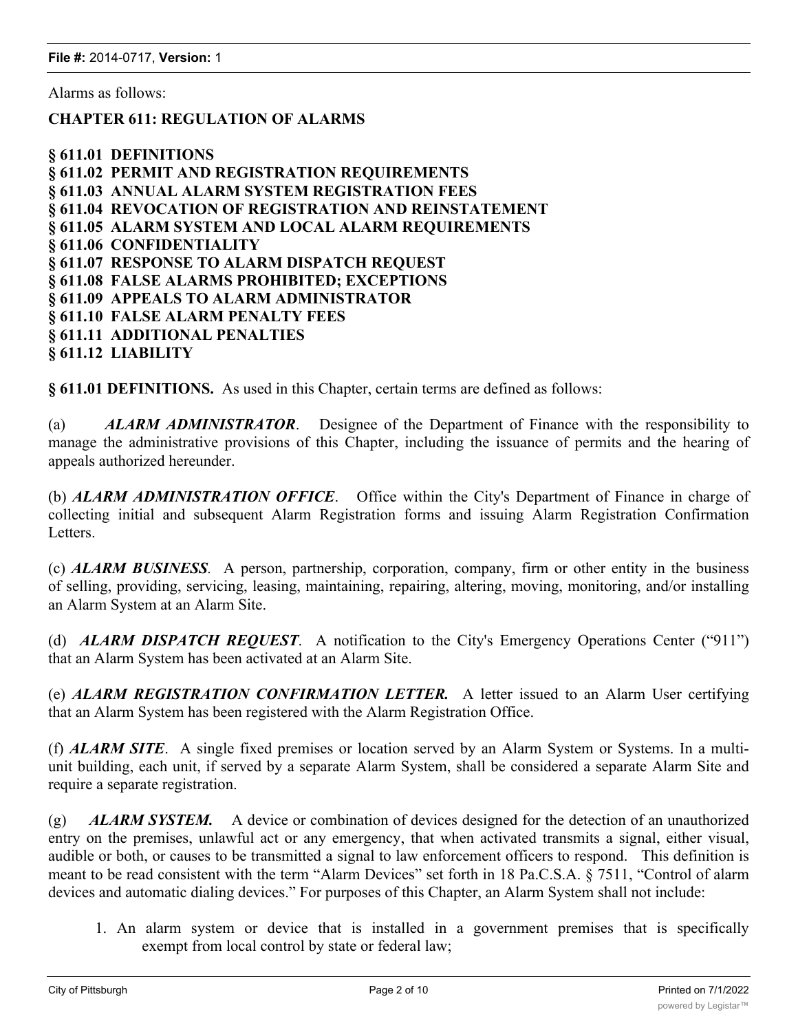Alarms as follows:

**CHAPTER 611: REGULATION OF ALARMS**

**§ 611.01 DEFINITIONS**
**§ 611.02 PERMIT AND REGISTRATION REQUIREMENTS**
**§ 611.03 ANNUAL ALARM SYSTEM REGISTRATION FEES**
**§ 611.04 REVOCATION OF REGISTRATION AND REINSTATEMENT**
**§ 611.05 ALARM SYSTEM AND LOCAL ALARM REQUIREMENTS**
**§ 611.06 CONFIDENTIALITY**
**§ 611.07 RESPONSE TO ALARM DISPATCH REQUEST**
**§ 611.08 FALSE ALARMS PROHIBITED; EXCEPTIONS**
**§ 611.09 APPEALS TO ALARM ADMINISTRATOR**
**§ 611.10 FALSE ALARM PENALTY FEES**
**§ 611.11 ADDITIONAL PENALTIES**
**§ 611.12 LIABILITY**

**§ 611.01 DEFINITIONS.** As used in this Chapter, certain terms are defined as follows:

(a) ***ALARM ADMINISTRATOR***. Designee of the Department of Finance with the responsibility to manage the administrative provisions of this Chapter, including the issuance of permits and the hearing of appeals authorized hereunder.

(b) ***ALARM ADMINISTRATION OFFICE***. Office within the City's Department of Finance in charge of collecting initial and subsequent Alarm Registration forms and issuing Alarm Registration Confirmation Letters.

(c) ***ALARM BUSINESS***. A person, partnership, corporation, company, firm or other entity in the business of selling, providing, servicing, leasing, maintaining, repairing, altering, moving, monitoring, and/or installing an Alarm System at an Alarm Site.

(d) ***ALARM DISPATCH REQUEST***. A notification to the City's Emergency Operations Center ("911") that an Alarm System has been activated at an Alarm Site.

(e) ***ALARM REGISTRATION CONFIRMATION LETTER.*** A letter issued to an Alarm User certifying that an Alarm System has been registered with the Alarm Registration Office.

(f) ***ALARM SITE***. A single fixed premises or location served by an Alarm System or Systems. In a multi-unit building, each unit, if served by a separate Alarm System, shall be considered a separate Alarm Site and require a separate registration.

(g) ***ALARM SYSTEM.*** A device or combination of devices designed for the detection of an unauthorized entry on the premises, unlawful act or any emergency, that when activated transmits a signal, either visual, audible or both, or causes to be transmitted a signal to law enforcement officers to respond. This definition is meant to be read consistent with the term "Alarm Devices" set forth in 18 Pa.C.S.A. § 7511, "Control of alarm devices and automatic dialing devices." For purposes of this Chapter, an Alarm System shall not include:

1. An alarm system or device that is installed in a government premises that is specifically exempt from local control by state or federal law;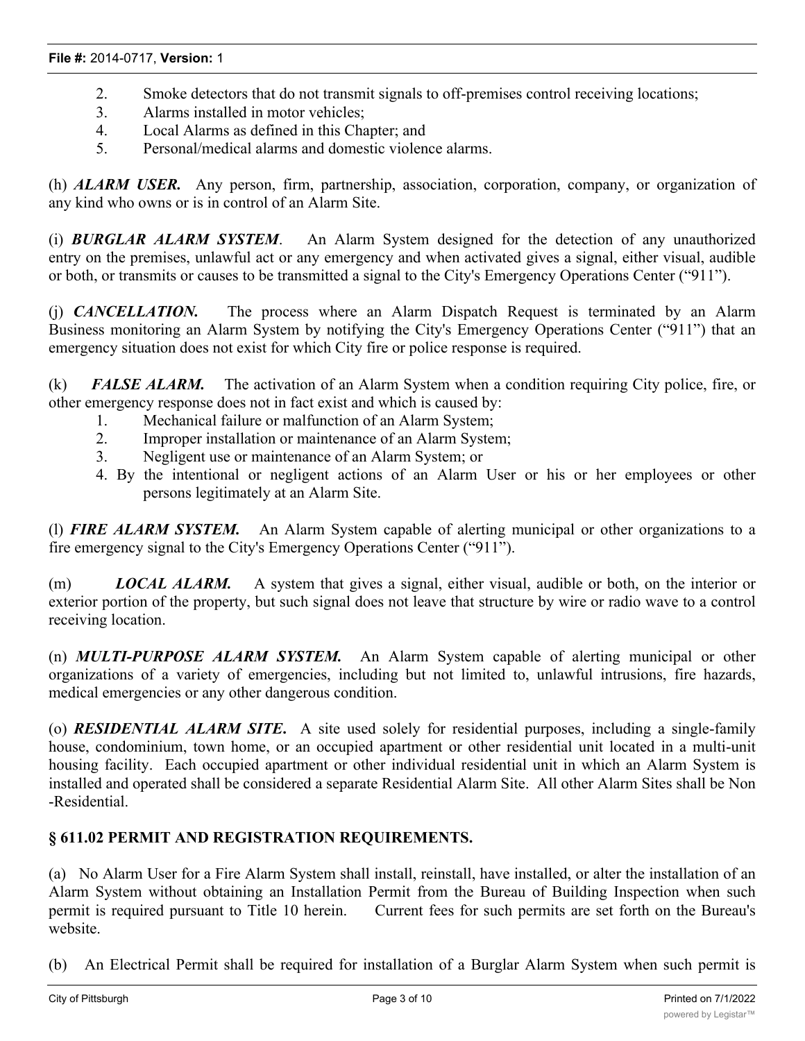2. Smoke detectors that do not transmit signals to off-premises control receiving locations;
3. Alarms installed in motor vehicles;
4. Local Alarms as defined in this Chapter; and
5. Personal/medical alarms and domestic violence alarms.

(h) ***ALARM USER.*** Any person, firm, partnership, association, corporation, company, or organization of any kind who owns or is in control of an Alarm Site.

(i) ***BURGLAR ALARM SYSTEM***. An Alarm System designed for the detection of any unauthorized entry on the premises, unlawful act or any emergency and when activated gives a signal, either visual, audible or both, or transmits or causes to be transmitted a signal to the City's Emergency Operations Center ("911").

(j) ***CANCELLATION.*** The process where an Alarm Dispatch Request is terminated by an Alarm Business monitoring an Alarm System by notifying the City's Emergency Operations Center ("911") that an emergency situation does not exist for which City fire or police response is required.

(k) ***FALSE ALARM.*** The activation of an Alarm System when a condition requiring City police, fire, or other emergency response does not in fact exist and which is caused by:

1. Mechanical failure or malfunction of an Alarm System;
2. Improper installation or maintenance of an Alarm System;
3. Negligent use or maintenance of an Alarm System; or
4. By the intentional or negligent actions of an Alarm User or his or her employees or other persons legitimately at an Alarm Site.

(l) ***FIRE ALARM SYSTEM.*** An Alarm System capable of alerting municipal or other organizations to a fire emergency signal to the City's Emergency Operations Center ("911").

(m) ***LOCAL ALARM.*** A system that gives a signal, either visual, audible or both, on the interior or exterior portion of the property, but such signal does not leave that structure by wire or radio wave to a control receiving location.

(n) ***MULTI-PURPOSE ALARM SYSTEM.*** An Alarm System capable of alerting municipal or other organizations of a variety of emergencies, including but not limited to, unlawful intrusions, fire hazards, medical emergencies or any other dangerous condition.

(o) ***RESIDENTIAL ALARM SITE.*** A site used solely for residential purposes, including a single-family house, condominium, town home, or an occupied apartment or other residential unit located in a multi-unit housing facility. Each occupied apartment or other individual residential unit in which an Alarm System is installed and operated shall be considered a separate Residential Alarm Site. All other Alarm Sites shall be Non-Residential.

## § 611.02 PERMIT AND REGISTRATION REQUIREMENTS.

(a) No Alarm User for a Fire Alarm System shall install, reinstall, have installed, or alter the installation of an Alarm System without obtaining an Installation Permit from the Bureau of Building Inspection when such permit is required pursuant to Title 10 herein. Current fees for such permits are set forth on the Bureau's website.

(b) An Electrical Permit shall be required for installation of a Burglar Alarm System when such permit is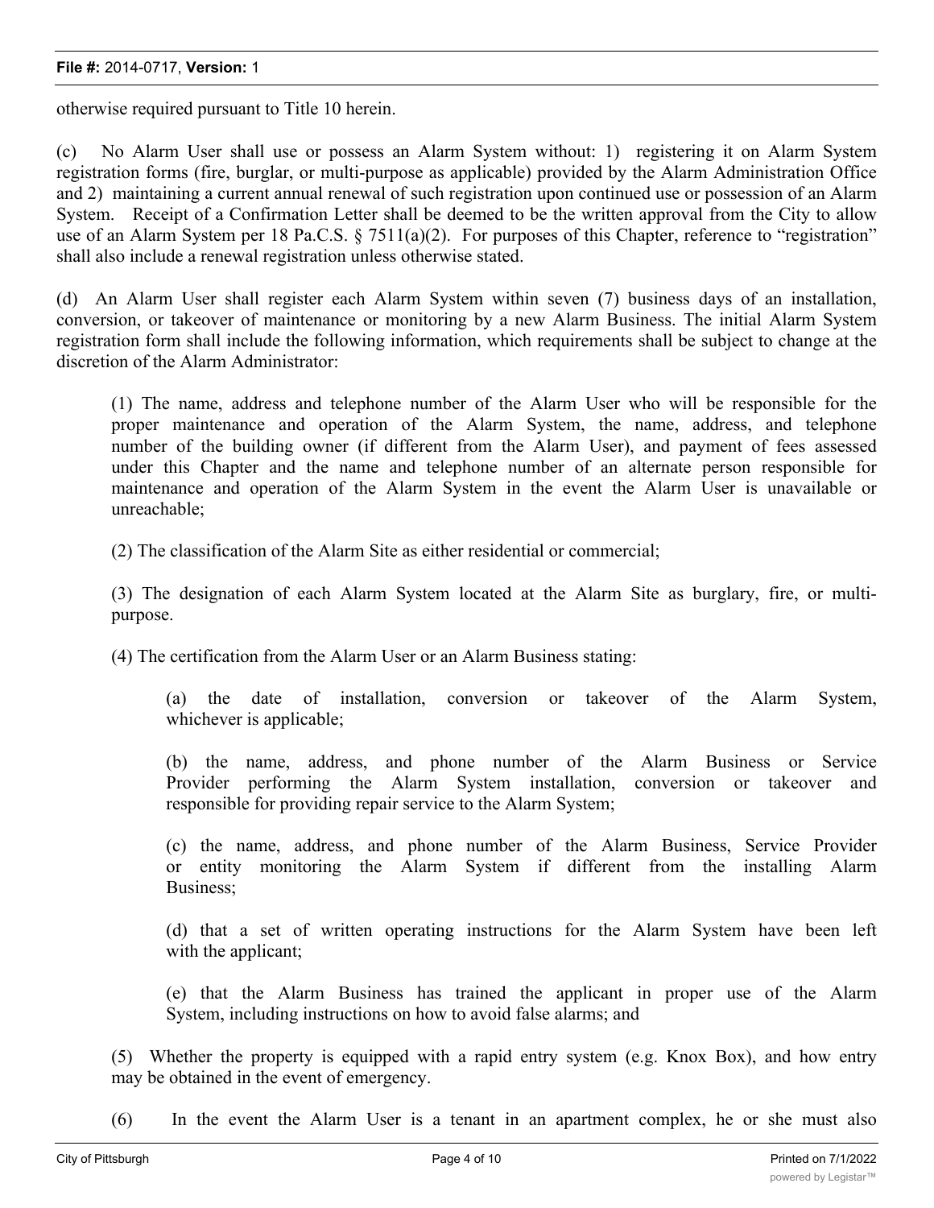otherwise required pursuant to Title 10 herein.

(c) No Alarm User shall use or possess an Alarm System without: 1) registering it on Alarm System registration forms (fire, burglar, or multi-purpose as applicable) provided by the Alarm Administration Office and 2) maintaining a current annual renewal of such registration upon continued use or possession of an Alarm System. Receipt of a Confirmation Letter shall be deemed to be the written approval from the City to allow use of an Alarm System per 18 Pa.C.S. § 7511(a)(2). For purposes of this Chapter, reference to "registration" shall also include a renewal registration unless otherwise stated.

(d) An Alarm User shall register each Alarm System within seven (7) business days of an installation, conversion, or takeover of maintenance or monitoring by a new Alarm Business. The initial Alarm System registration form shall include the following information, which requirements shall be subject to change at the discretion of the Alarm Administrator:

(1) The name, address and telephone number of the Alarm User who will be responsible for the proper maintenance and operation of the Alarm System, the name, address, and telephone number of the building owner (if different from the Alarm User), and payment of fees assessed under this Chapter and the name and telephone number of an alternate person responsible for maintenance and operation of the Alarm System in the event the Alarm User is unavailable or unreachable;

(2) The classification of the Alarm Site as either residential or commercial;

(3) The designation of each Alarm System located at the Alarm Site as burglary, fire, or multi-purpose.

(4) The certification from the Alarm User or an Alarm Business stating:

(a) the date of installation, conversion or takeover of the Alarm System, whichever is applicable;

(b) the name, address, and phone number of the Alarm Business or Service Provider performing the Alarm System installation, conversion or takeover and responsible for providing repair service to the Alarm System;

(c) the name, address, and phone number of the Alarm Business, Service Provider or entity monitoring the Alarm System if different from the installing Alarm Business;

(d) that a set of written operating instructions for the Alarm System have been left with the applicant;

(e) that the Alarm Business has trained the applicant in proper use of the Alarm System, including instructions on how to avoid false alarms; and

(5) Whether the property is equipped with a rapid entry system (e.g. Knox Box), and how entry may be obtained in the event of emergency.

(6) In the event the Alarm User is a tenant in an apartment complex, he or she must also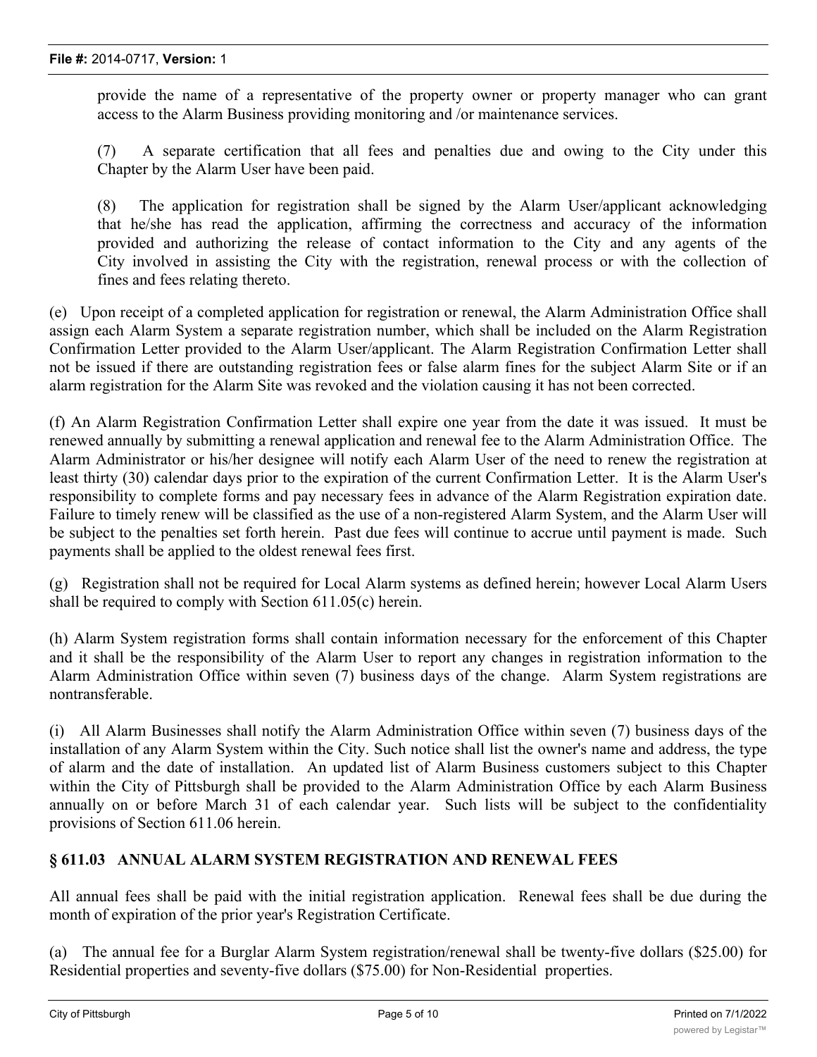provide the name of a representative of the property owner or property manager who can grant access to the Alarm Business providing monitoring and /or maintenance services.

(7) A separate certification that all fees and penalties due and owing to the City under this Chapter by the Alarm User have been paid.

(8) The application for registration shall be signed by the Alarm User/applicant acknowledging that he/she has read the application, affirming the correctness and accuracy of the information provided and authorizing the release of contact information to the City and any agents of the City involved in assisting the City with the registration, renewal process or with the collection of fines and fees relating thereto.

(e) Upon receipt of a completed application for registration or renewal, the Alarm Administration Office shall assign each Alarm System a separate registration number, which shall be included on the Alarm Registration Confirmation Letter provided to the Alarm User/applicant. The Alarm Registration Confirmation Letter shall not be issued if there are outstanding registration fees or false alarm fines for the subject Alarm Site or if an alarm registration for the Alarm Site was revoked and the violation causing it has not been corrected.

(f) An Alarm Registration Confirmation Letter shall expire one year from the date it was issued. It must be renewed annually by submitting a renewal application and renewal fee to the Alarm Administration Office. The Alarm Administrator or his/her designee will notify each Alarm User of the need to renew the registration at least thirty (30) calendar days prior to the expiration of the current Confirmation Letter. It is the Alarm User's responsibility to complete forms and pay necessary fees in advance of the Alarm Registration expiration date. Failure to timely renew will be classified as the use of a non-registered Alarm System, and the Alarm User will be subject to the penalties set forth herein. Past due fees will continue to accrue until payment is made. Such payments shall be applied to the oldest renewal fees first.

(g) Registration shall not be required for Local Alarm systems as defined herein; however Local Alarm Users shall be required to comply with Section 611.05(c) herein.

(h) Alarm System registration forms shall contain information necessary for the enforcement of this Chapter and it shall be the responsibility of the Alarm User to report any changes in registration information to the Alarm Administration Office within seven (7) business days of the change. Alarm System registrations are nontransferable.

(i) All Alarm Businesses shall notify the Alarm Administration Office within seven (7) business days of the installation of any Alarm System within the City. Such notice shall list the owner's name and address, the type of alarm and the date of installation. An updated list of Alarm Business customers subject to this Chapter within the City of Pittsburgh shall be provided to the Alarm Administration Office by each Alarm Business annually on or before March 31 of each calendar year. Such lists will be subject to the confidentiality provisions of Section 611.06 herein.

## § 611.03 ANNUAL ALARM SYSTEM REGISTRATION AND RENEWAL FEES

All annual fees shall be paid with the initial registration application. Renewal fees shall be due during the month of expiration of the prior year's Registration Certificate.

(a) The annual fee for a Burglar Alarm System registration/renewal shall be twenty-five dollars ($25.00) for Residential properties and seventy-five dollars ($75.00) for Non-Residential properties.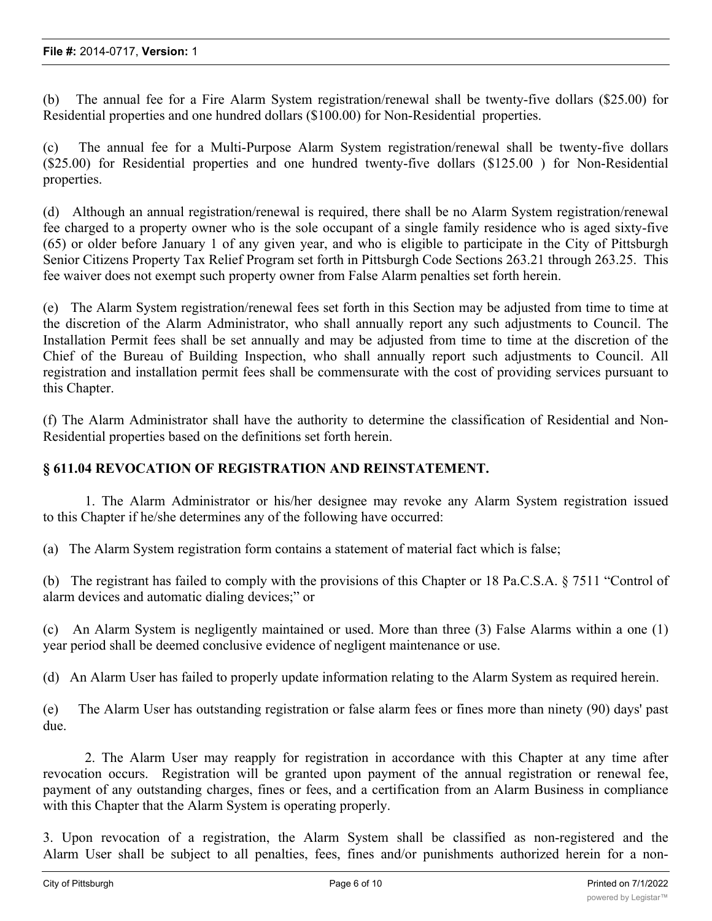(b) The annual fee for a Fire Alarm System registration/renewal shall be twenty-five dollars ($25.00) for Residential properties and one hundred dollars ($100.00) for Non-Residential properties.

(c) The annual fee for a Multi-Purpose Alarm System registration/renewal shall be twenty-five dollars ($25.00) for Residential properties and one hundred twenty-five dollars ($125.00 ) for Non-Residential properties.

(d) Although an annual registration/renewal is required, there shall be no Alarm System registration/renewal fee charged to a property owner who is the sole occupant of a single family residence who is aged sixty-five (65) or older before January 1 of any given year, and who is eligible to participate in the City of Pittsburgh Senior Citizens Property Tax Relief Program set forth in Pittsburgh Code Sections 263.21 through 263.25. This fee waiver does not exempt such property owner from False Alarm penalties set forth herein.

(e) The Alarm System registration/renewal fees set forth in this Section may be adjusted from time to time at the discretion of the Alarm Administrator, who shall annually report any such adjustments to Council. The Installation Permit fees shall be set annually and may be adjusted from time to time at the discretion of the Chief of the Bureau of Building Inspection, who shall annually report such adjustments to Council. All registration and installation permit fees shall be commensurate with the cost of providing services pursuant to this Chapter.

(f) The Alarm Administrator shall have the authority to determine the classification of Residential and Non-Residential properties based on the definitions set forth herein.

## § 611.04 REVOCATION OF REGISTRATION AND REINSTATEMENT.

1. The Alarm Administrator or his/her designee may revoke any Alarm System registration issued to this Chapter if he/she determines any of the following have occurred:

(a) The Alarm System registration form contains a statement of material fact which is false;

(b) The registrant has failed to comply with the provisions of this Chapter or 18 Pa.C.S.A. § 7511 "Control of alarm devices and automatic dialing devices;" or

(c) An Alarm System is negligently maintained or used. More than three (3) False Alarms within a one (1) year period shall be deemed conclusive evidence of negligent maintenance or use.

(d) An Alarm User has failed to properly update information relating to the Alarm System as required herein.

(e) The Alarm User has outstanding registration or false alarm fees or fines more than ninety (90) days' past due.

2. The Alarm User may reapply for registration in accordance with this Chapter at any time after revocation occurs. Registration will be granted upon payment of the annual registration or renewal fee, payment of any outstanding charges, fines or fees, and a certification from an Alarm Business in compliance with this Chapter that the Alarm System is operating properly.

3. Upon revocation of a registration, the Alarm System shall be classified as non-registered and the Alarm User shall be subject to all penalties, fees, fines and/or punishments authorized herein for a non-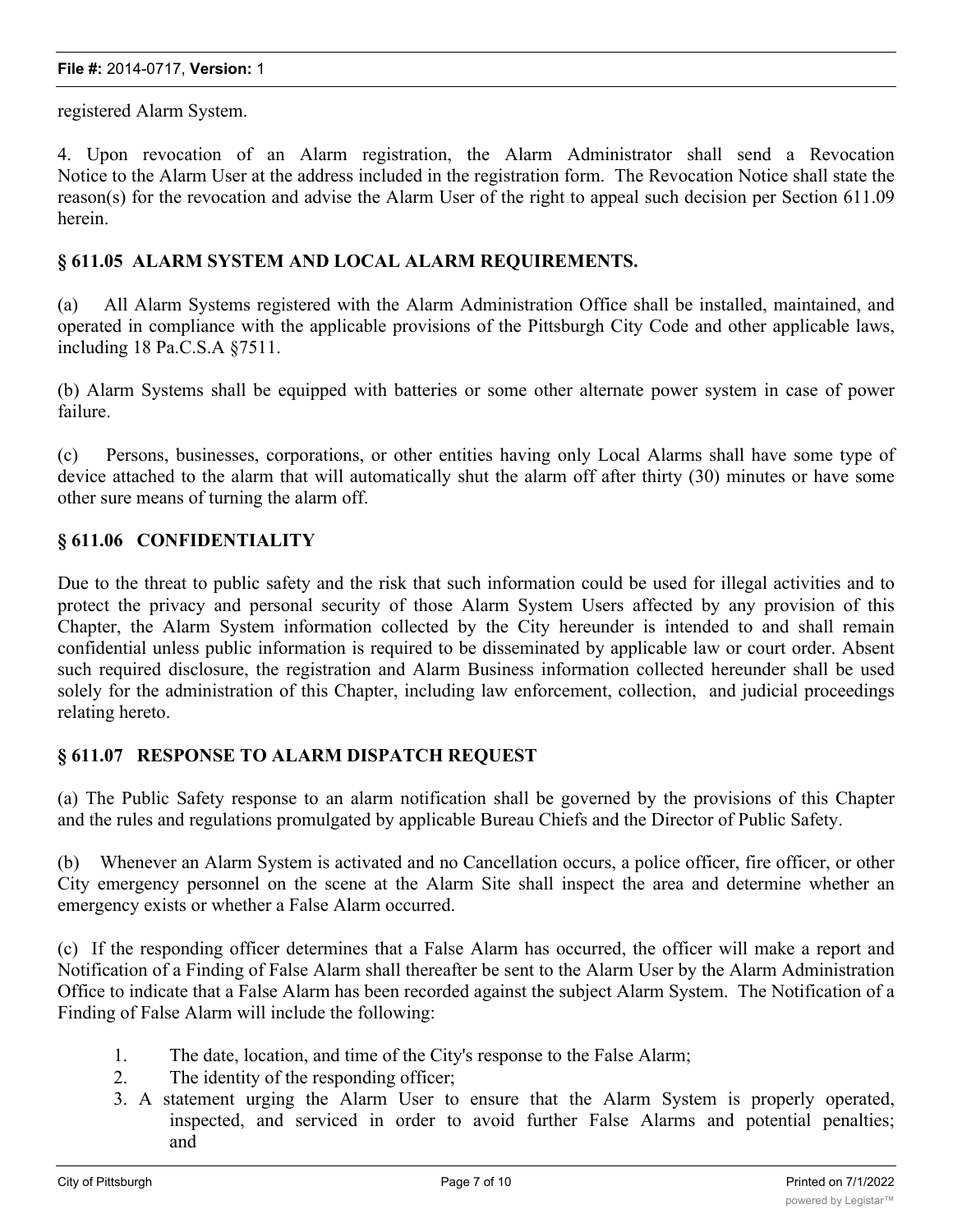registered Alarm System.

4. Upon revocation of an Alarm registration, the Alarm Administrator shall send a Revocation Notice to the Alarm User at the address included in the registration form. The Revocation Notice shall state the reason(s) for the revocation and advise the Alarm User of the right to appeal such decision per Section 611.09 herein.

### § 611.05 ALARM SYSTEM AND LOCAL ALARM REQUIREMENTS.

(a) All Alarm Systems registered with the Alarm Administration Office shall be installed, maintained, and operated in compliance with the applicable provisions of the Pittsburgh City Code and other applicable laws, including 18 Pa.C.S.A §7511.

(b) Alarm Systems shall be equipped with batteries or some other alternate power system in case of power failure.

(c) Persons, businesses, corporations, or other entities having only Local Alarms shall have some type of device attached to the alarm that will automatically shut the alarm off after thirty (30) minutes or have some other sure means of turning the alarm off.

### § 611.06 CONFIDENTIALITY

Due to the threat to public safety and the risk that such information could be used for illegal activities and to protect the privacy and personal security of those Alarm System Users affected by any provision of this Chapter, the Alarm System information collected by the City hereunder is intended to and shall remain confidential unless public information is required to be disseminated by applicable law or court order. Absent such required disclosure, the registration and Alarm Business information collected hereunder shall be used solely for the administration of this Chapter, including law enforcement, collection, and judicial proceedings relating hereto.

### § 611.07 RESPONSE TO ALARM DISPATCH REQUEST

(a) The Public Safety response to an alarm notification shall be governed by the provisions of this Chapter and the rules and regulations promulgated by applicable Bureau Chiefs and the Director of Public Safety.

(b) Whenever an Alarm System is activated and no Cancellation occurs, a police officer, fire officer, or other City emergency personnel on the scene at the Alarm Site shall inspect the area and determine whether an emergency exists or whether a False Alarm occurred.

(c) If the responding officer determines that a False Alarm has occurred, the officer will make a report and Notification of a Finding of False Alarm shall thereafter be sent to the Alarm User by the Alarm Administration Office to indicate that a False Alarm has been recorded against the subject Alarm System. The Notification of a Finding of False Alarm will include the following:

1. The date, location, and time of the City's response to the False Alarm;
2. The identity of the responding officer;
3. A statement urging the Alarm User to ensure that the Alarm System is properly operated, inspected, and serviced in order to avoid further False Alarms and potential penalties; and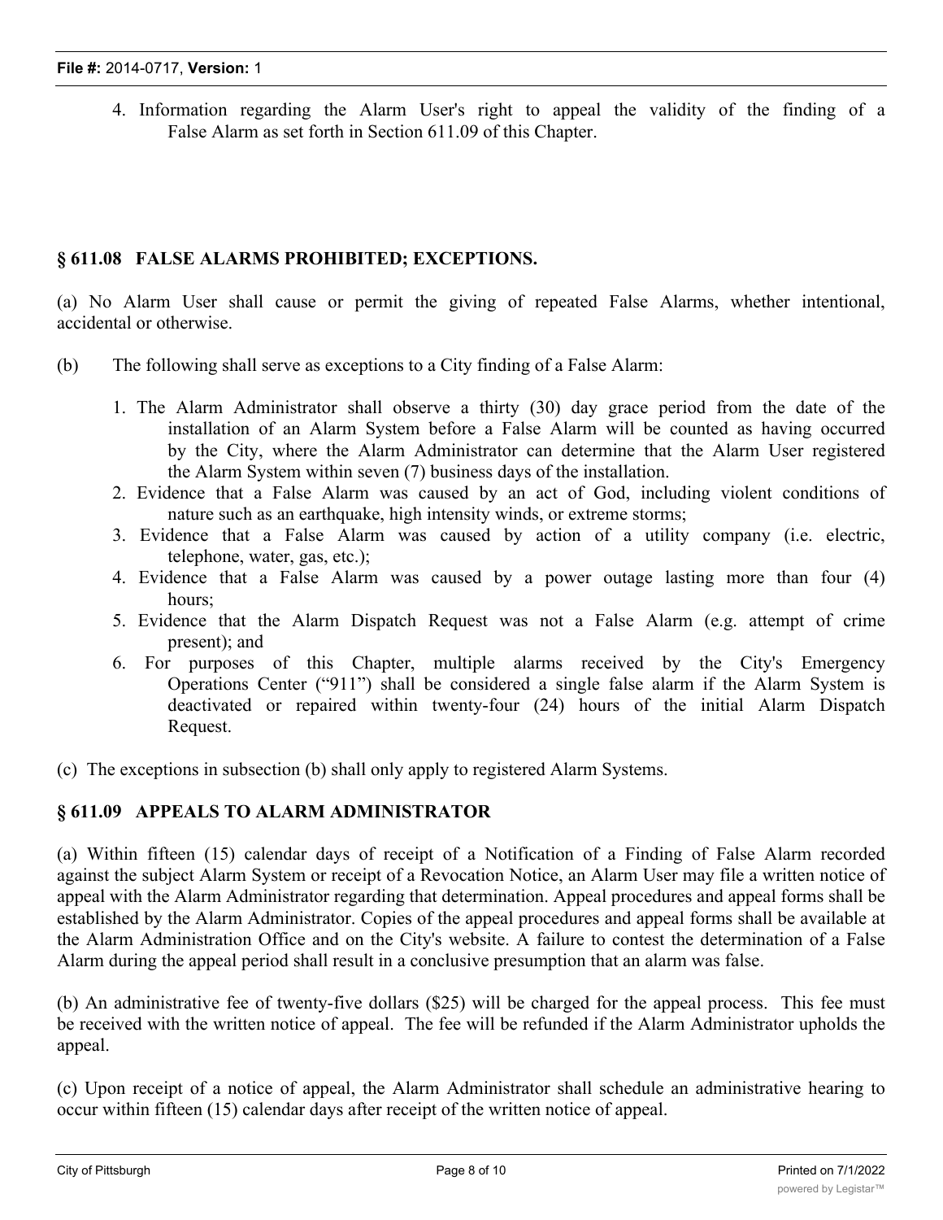4. Information regarding the Alarm User's right to appeal the validity of the finding of a False Alarm as set forth in Section 611.09 of this Chapter.

## § 611.08 FALSE ALARMS PROHIBITED; EXCEPTIONS.

(a) No Alarm User shall cause or permit the giving of repeated False Alarms, whether intentional, accidental or otherwise.

(b) The following shall serve as exceptions to a City finding of a False Alarm:

1. The Alarm Administrator shall observe a thirty (30) day grace period from the date of the installation of an Alarm System before a False Alarm will be counted as having occurred by the City, where the Alarm Administrator can determine that the Alarm User registered the Alarm System within seven (7) business days of the installation.
2. Evidence that a False Alarm was caused by an act of God, including violent conditions of nature such as an earthquake, high intensity winds, or extreme storms;
3. Evidence that a False Alarm was caused by action of a utility company (i.e. electric, telephone, water, gas, etc.);
4. Evidence that a False Alarm was caused by a power outage lasting more than four (4) hours;
5. Evidence that the Alarm Dispatch Request was not a False Alarm (e.g. attempt of crime present); and
6. For purposes of this Chapter, multiple alarms received by the City's Emergency Operations Center ("911") shall be considered a single false alarm if the Alarm System is deactivated or repaired within twenty-four (24) hours of the initial Alarm Dispatch Request.

(c) The exceptions in subsection (b) shall only apply to registered Alarm Systems.

## § 611.09 APPEALS TO ALARM ADMINISTRATOR

(a) Within fifteen (15) calendar days of receipt of a Notification of a Finding of False Alarm recorded against the subject Alarm System or receipt of a Revocation Notice, an Alarm User may file a written notice of appeal with the Alarm Administrator regarding that determination. Appeal procedures and appeal forms shall be established by the Alarm Administrator. Copies of the appeal procedures and appeal forms shall be available at the Alarm Administration Office and on the City's website. A failure to contest the determination of a False Alarm during the appeal period shall result in a conclusive presumption that an alarm was false.

(b) An administrative fee of twenty-five dollars ($25) will be charged for the appeal process. This fee must be received with the written notice of appeal. The fee will be refunded if the Alarm Administrator upholds the appeal.

(c) Upon receipt of a notice of appeal, the Alarm Administrator shall schedule an administrative hearing to occur within fifteen (15) calendar days after receipt of the written notice of appeal.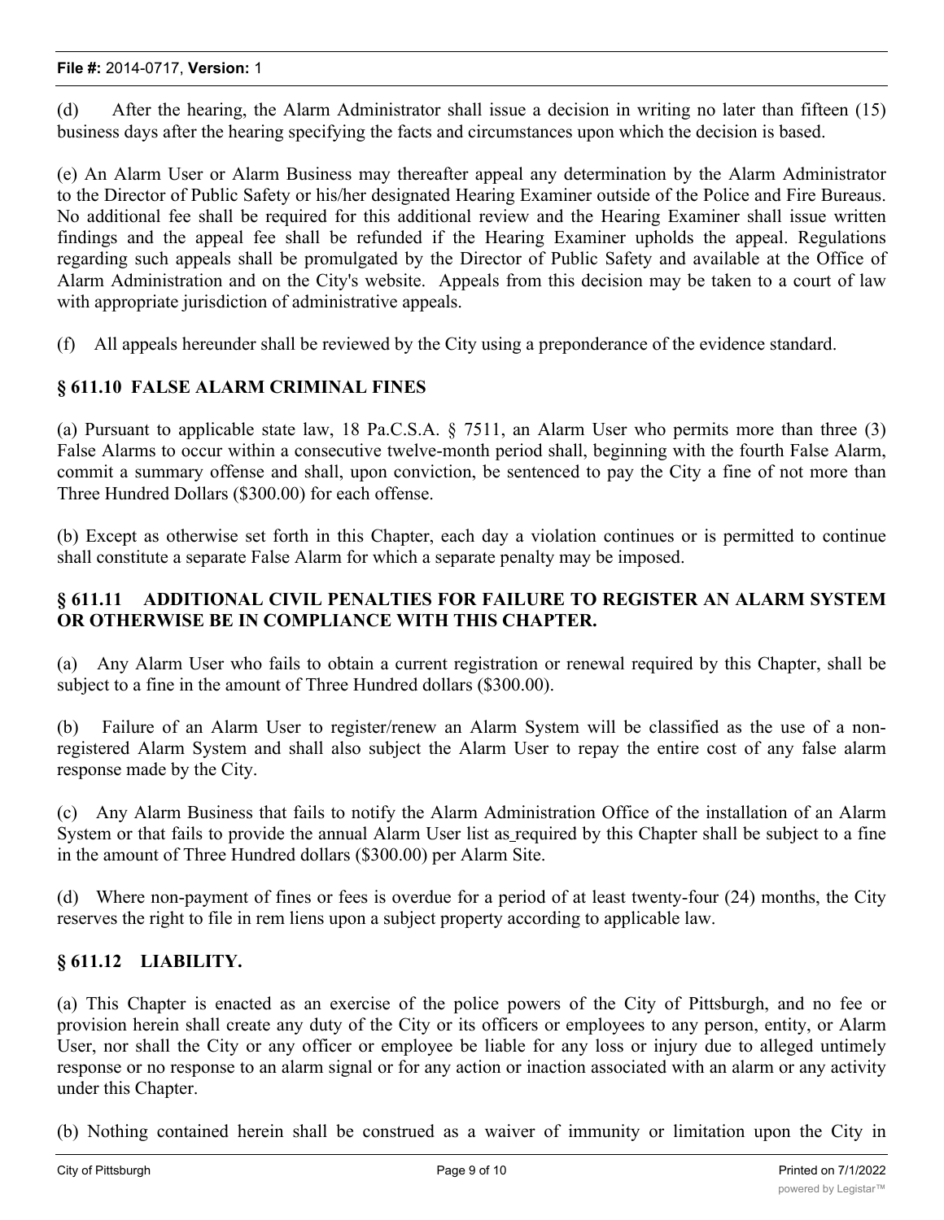(d) After the hearing, the Alarm Administrator shall issue a decision in writing no later than fifteen (15) business days after the hearing specifying the facts and circumstances upon which the decision is based.

(e) An Alarm User or Alarm Business may thereafter appeal any determination by the Alarm Administrator to the Director of Public Safety or his/her designated Hearing Examiner outside of the Police and Fire Bureaus. No additional fee shall be required for this additional review and the Hearing Examiner shall issue written findings and the appeal fee shall be refunded if the Hearing Examiner upholds the appeal. Regulations regarding such appeals shall be promulgated by the Director of Public Safety and available at the Office of Alarm Administration and on the City's website. Appeals from this decision may be taken to a court of law with appropriate jurisdiction of administrative appeals.

(f) All appeals hereunder shall be reviewed by the City using a preponderance of the evidence standard.

### § 611.10 FALSE ALARM CRIMINAL FINES

(a) Pursuant to applicable state law, 18 Pa.C.S.A. § 7511, an Alarm User who permits more than three (3) False Alarms to occur within a consecutive twelve-month period shall, beginning with the fourth False Alarm, commit a summary offense and shall, upon conviction, be sentenced to pay the City a fine of not more than Three Hundred Dollars ($300.00) for each offense.

(b) Except as otherwise set forth in this Chapter, each day a violation continues or is permitted to continue shall constitute a separate False Alarm for which a separate penalty may be imposed.

### § 611.11 ADDITIONAL CIVIL PENALTIES FOR FAILURE TO REGISTER AN ALARM SYSTEM OR OTHERWISE BE IN COMPLIANCE WITH THIS CHAPTER.

(a) Any Alarm User who fails to obtain a current registration or renewal required by this Chapter, shall be subject to a fine in the amount of Three Hundred dollars ($300.00).

(b) Failure of an Alarm User to register/renew an Alarm System will be classified as the use of a non-registered Alarm System and shall also subject the Alarm User to repay the entire cost of any false alarm response made by the City.

(c) Any Alarm Business that fails to notify the Alarm Administration Office of the installation of an Alarm System or that fails to provide the annual Alarm User list as required by this Chapter shall be subject to a fine in the amount of Three Hundred dollars ($300.00) per Alarm Site.

(d) Where non-payment of fines or fees is overdue for a period of at least twenty-four (24) months, the City reserves the right to file in rem liens upon a subject property according to applicable law.

### § 611.12 LIABILITY.

(a) This Chapter is enacted as an exercise of the police powers of the City of Pittsburgh, and no fee or provision herein shall create any duty of the City or its officers or employees to any person, entity, or Alarm User, nor shall the City or any officer or employee be liable for any loss or injury due to alleged untimely response or no response to an alarm signal or for any action or inaction associated with an alarm or any activity under this Chapter.

(b) Nothing contained herein shall be construed as a waiver of immunity or limitation upon the City in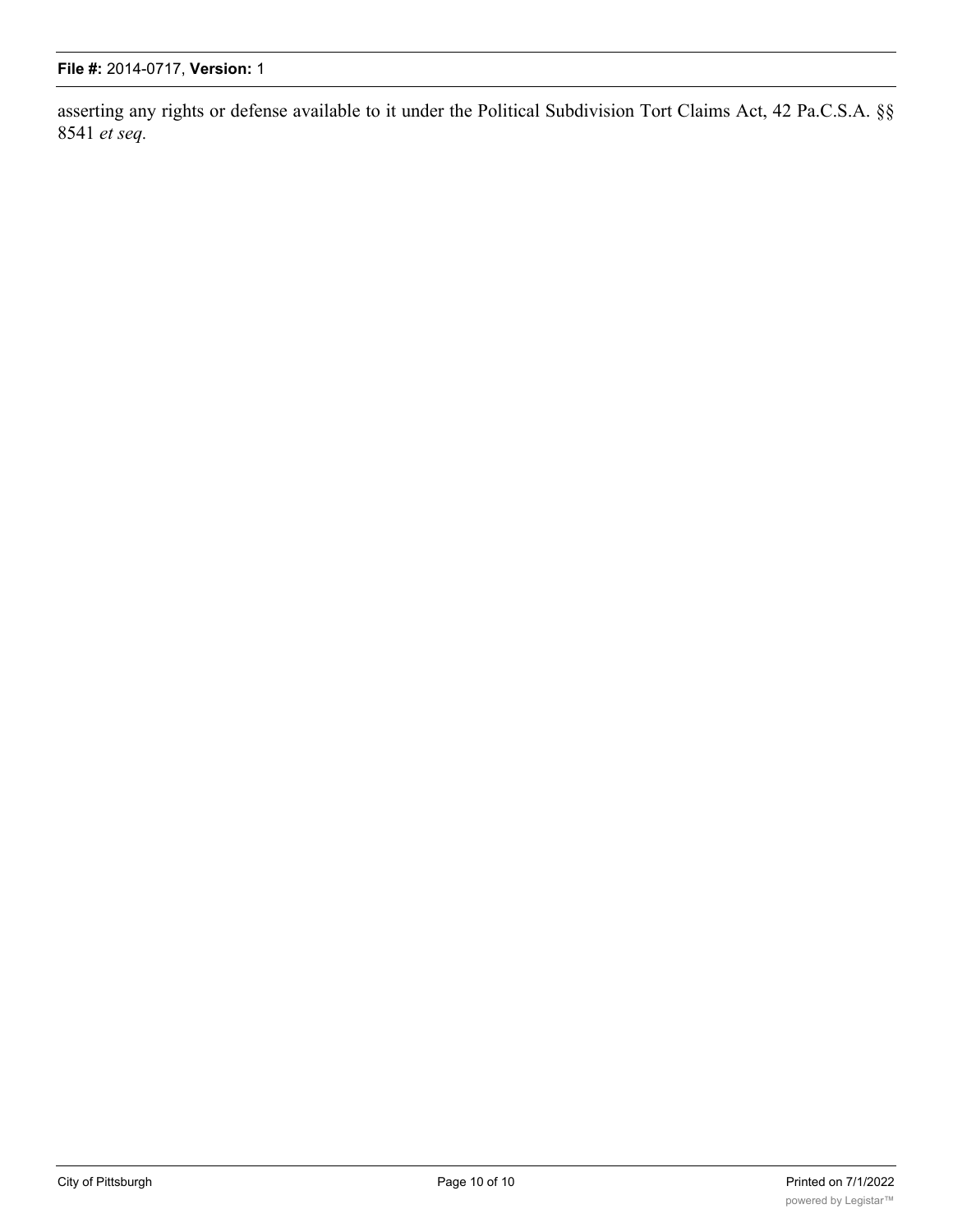asserting any rights or defense available to it under the Political Subdivision Tort Claims Act, 42 Pa.C.S.A. §§ 8541 *et seq*.